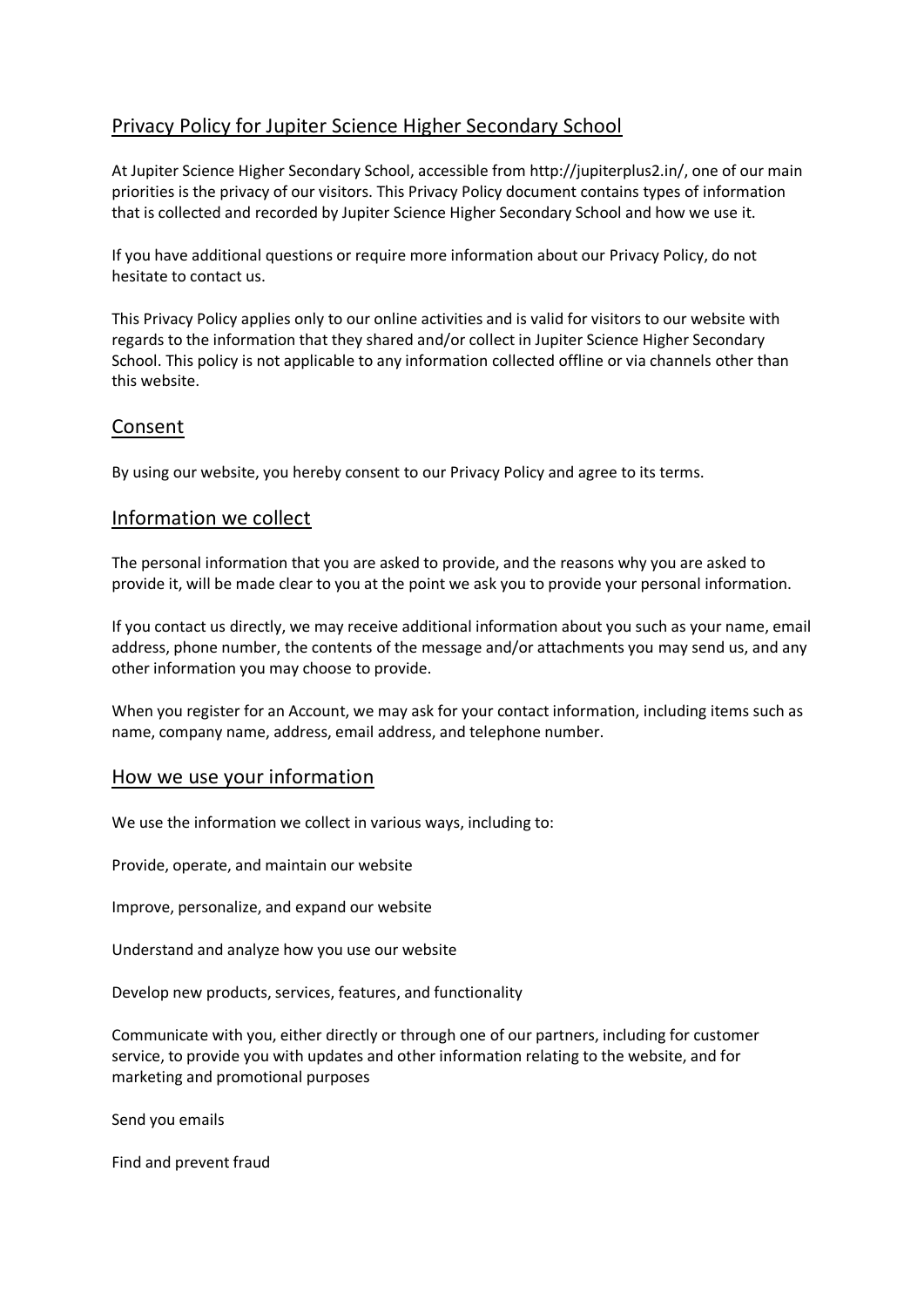# Privacy Policy for Jupiter Science Higher Secondary School

At Jupiter Science Higher Secondary School, accessible from http://jupiterplus2.in/, one of our main priorities is the privacy of our visitors. This Privacy Policy document contains types of information that is collected and recorded by Jupiter Science Higher Secondary School and how we use it.

If you have additional questions or require more information about our Privacy Policy, do not hesitate to contact us.

This Privacy Policy applies only to our online activities and is valid for visitors to our website with regards to the information that they shared and/or collect in Jupiter Science Higher Secondary School. This policy is not applicable to any information collected offline or via channels other than this website.

## Consent

By using our website, you hereby consent to our Privacy Policy and agree to its terms.

## Information we collect

The personal information that you are asked to provide, and the reasons why you are asked to provide it, will be made clear to you at the point we ask you to provide your personal information.

If you contact us directly, we may receive additional information about you such as your name, email address, phone number, the contents of the message and/or attachments you may send us, and any other information you may choose to provide.

When you register for an Account, we may ask for your contact information, including items such as name, company name, address, email address, and telephone number.

## How we use your information

We use the information we collect in various ways, including to:

Provide, operate, and maintain our website

Improve, personalize, and expand our website

Understand and analyze how you use our website

Develop new products, services, features, and functionality

Communicate with you, either directly or through one of our partners, including for customer service, to provide you with updates and other information relating to the website, and for marketing and promotional purposes

Send you emails

Find and prevent fraud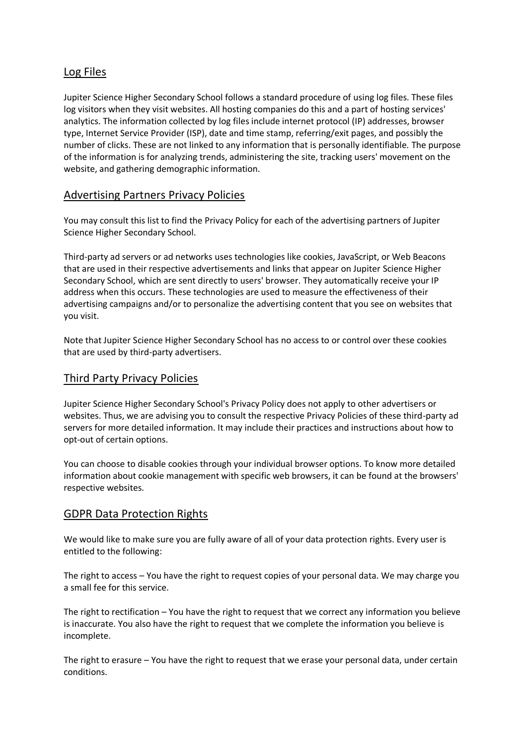## Log Files

Jupiter Science Higher Secondary School follows a standard procedure of using log files. These files log visitors when they visit websites. All hosting companies do this and a part of hosting services' analytics. The information collected by log files include internet protocol (IP) addresses, browser type, Internet Service Provider (ISP), date and time stamp, referring/exit pages, and possibly the number of clicks. These are not linked to any information that is personally identifiable. The purpose of the information is for analyzing trends, administering the site, tracking users' movement on the website, and gathering demographic information.

## Advertising Partners Privacy Policies

You may consult this list to find the Privacy Policy for each of the advertising partners of Jupiter Science Higher Secondary School.

Third-party ad servers or ad networks uses technologies like cookies, JavaScript, or Web Beacons that are used in their respective advertisements and links that appear on Jupiter Science Higher Secondary School, which are sent directly to users' browser. They automatically receive your IP address when this occurs. These technologies are used to measure the effectiveness of their advertising campaigns and/or to personalize the advertising content that you see on websites that you visit.

Note that Jupiter Science Higher Secondary School has no access to or control over these cookies that are used by third-party advertisers.

## Third Party Privacy Policies

Jupiter Science Higher Secondary School's Privacy Policy does not apply to other advertisers or websites. Thus, we are advising you to consult the respective Privacy Policies of these third-party ad servers for more detailed information. It may include their practices and instructions about how to opt-out of certain options.

You can choose to disable cookies through your individual browser options. To know more detailed information about cookie management with specific web browsers, it can be found at the browsers' respective websites.

## GDPR Data Protection Rights

We would like to make sure you are fully aware of all of your data protection rights. Every user is entitled to the following:

The right to access – You have the right to request copies of your personal data. We may charge you a small fee for this service.

The right to rectification – You have the right to request that we correct any information you believe is inaccurate. You also have the right to request that we complete the information you believe is incomplete.

The right to erasure – You have the right to request that we erase your personal data, under certain conditions.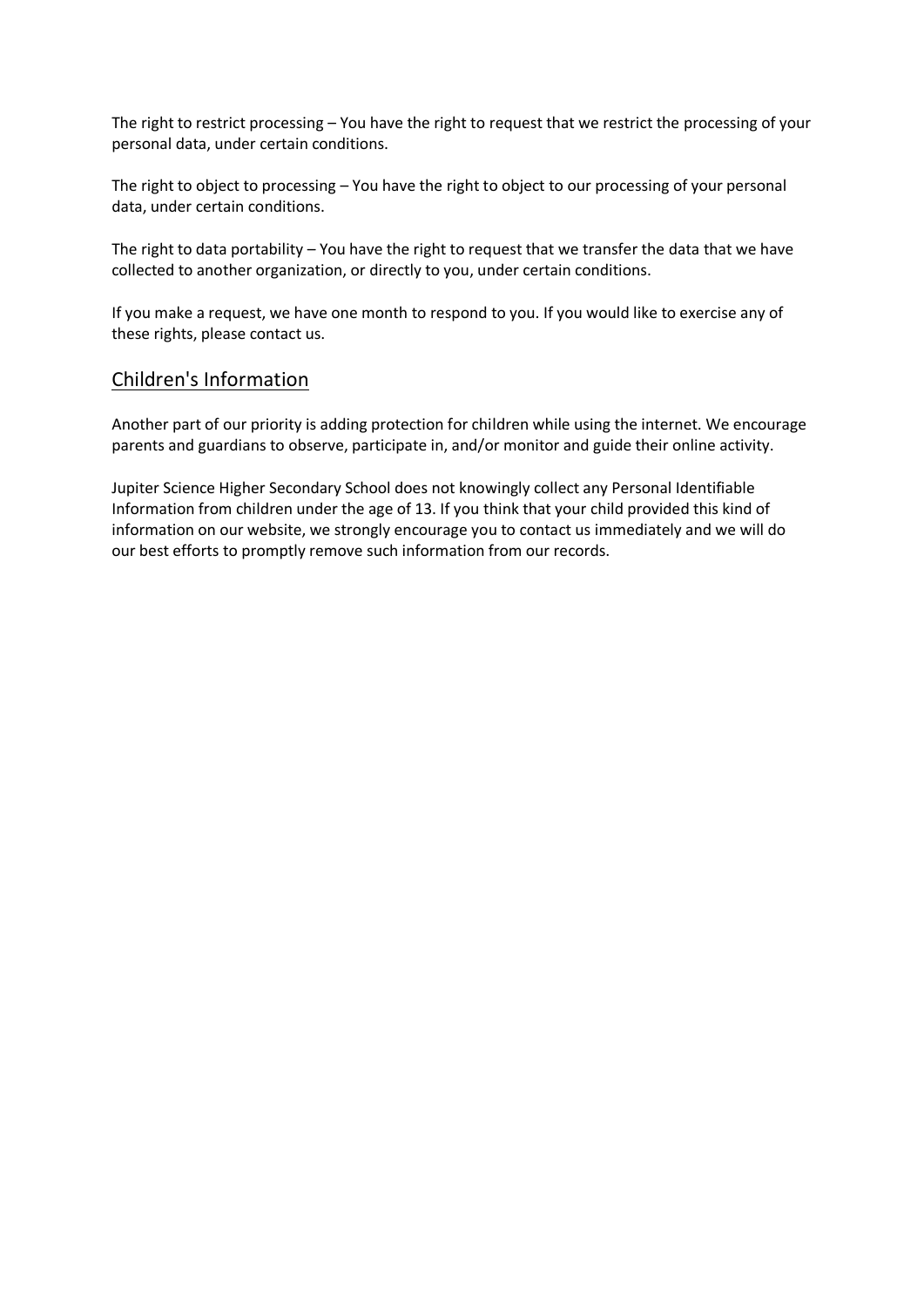The right to restrict processing – You have the right to request that we restrict the processing of your personal data, under certain conditions.

The right to object to processing – You have the right to object to our processing of your personal data, under certain conditions.

The right to data portability – You have the right to request that we transfer the data that we have collected to another organization, or directly to you, under certain conditions.

If you make a request, we have one month to respond to you. If you would like to exercise any of these rights, please contact us.

## Children's Information

Another part of our priority is adding protection for children while using the internet. We encourage parents and guardians to observe, participate in, and/or monitor and guide their online activity.

Jupiter Science Higher Secondary School does not knowingly collect any Personal Identifiable Information from children under the age of 13. If you think that your child provided this kind of information on our website, we strongly encourage you to contact us immediately and we will do our best efforts to promptly remove such information from our records.